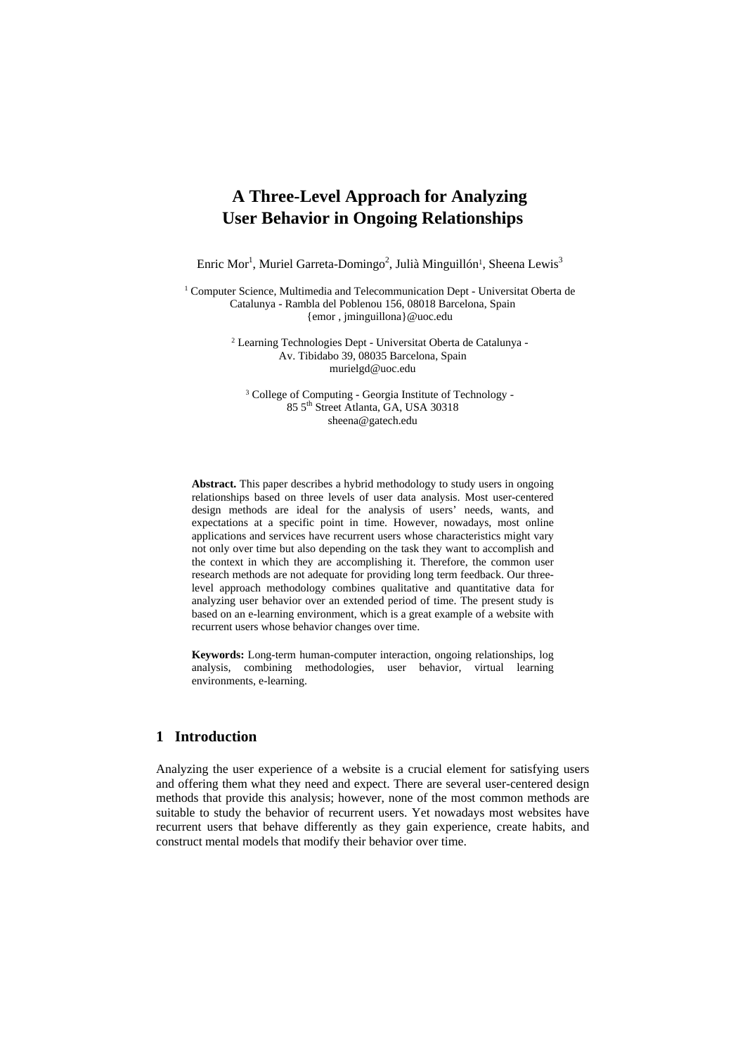# A Three-Level Approach for Analyzing User Behavior in Ongoing Relationships

Enric Mor[1], Muriel Garreta-Domingo[2], Julià Minguillón[1], Sheena Lewis[3]

[1] Computer Science, Multimedia and Telecommunication Dept - Universitat Oberta de Catalunya - Rambla del Poblenou 156, 08018 Barcelona, Spain
{emor , jminguillona}@uoc.edu

[2] Learning Technologies Dept - Universitat Oberta de Catalunya - Av. Tibidabo 39, 08035 Barcelona, Spain
murielgd@uoc.edu

[3] College of Computing - Georgia Institute of Technology - 85 5th Street Atlanta, GA, USA 30318
sheena@gatech.edu

**Abstract.** This paper describes a hybrid methodology to study users in ongoing relationships based on three levels of user data analysis. Most user-centered design methods are ideal for the analysis of users' needs, wants, and expectations at a specific point in time. However, nowadays, most online applications and services have recurrent users whose characteristics might vary not only over time but also depending on the task they want to accomplish and the context in which they are accomplishing it. Therefore, the common user research methods are not adequate for providing long term feedback. Our three-level approach methodology combines qualitative and quantitative data for analyzing user behavior over an extended period of time. The present study is based on an e-learning environment, which is a great example of a website with recurrent users whose behavior changes over time.

**Keywords:** Long-term human-computer interaction, ongoing relationships, log analysis, combining methodologies, user behavior, virtual learning environments, e-learning.

## 1 Introduction

Analyzing the user experience of a website is a crucial element for satisfying users and offering them what they need and expect. There are several user-centered design methods that provide this analysis; however, none of the most common methods are suitable to study the behavior of recurrent users. Yet nowadays most websites have recurrent users that behave differently as they gain experience, create habits, and construct mental models that modify their behavior over time.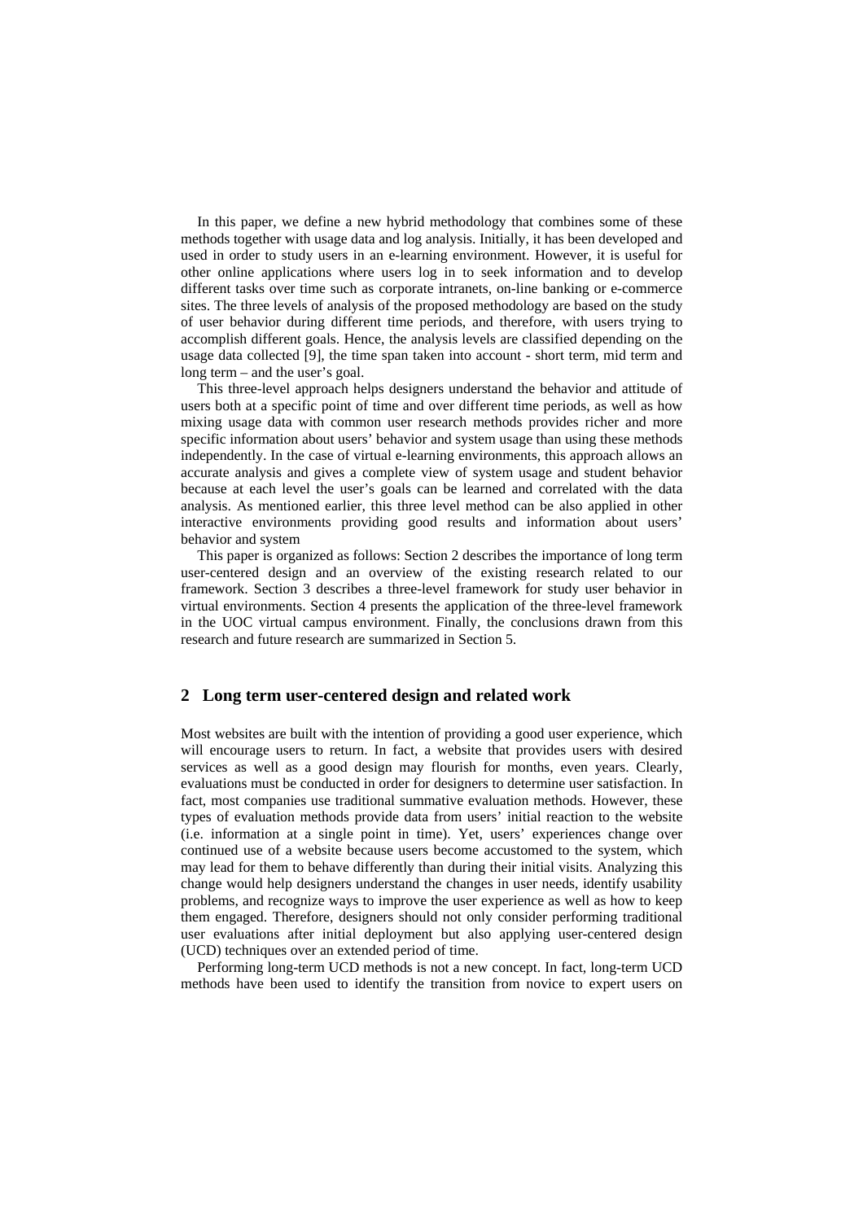In this paper, we define a new hybrid methodology that combines some of these methods together with usage data and log analysis. Initially, it has been developed and used in order to study users in an e-learning environment. However, it is useful for other online applications where users log in to seek information and to develop different tasks over time such as corporate intranets, on-line banking or e-commerce sites. The three levels of analysis of the proposed methodology are based on the study of user behavior during different time periods, and therefore, with users trying to accomplish different goals. Hence, the analysis levels are classified depending on the usage data collected [9], the time span taken into account - short term, mid term and long term – and the user's goal.

This three-level approach helps designers understand the behavior and attitude of users both at a specific point of time and over different time periods, as well as how mixing usage data with common user research methods provides richer and more specific information about users' behavior and system usage than using these methods independently. In the case of virtual e-learning environments, this approach allows an accurate analysis and gives a complete view of system usage and student behavior because at each level the user's goals can be learned and correlated with the data analysis. As mentioned earlier, this three level method can be also applied in other interactive environments providing good results and information about users' behavior and system

This paper is organized as follows: Section 2 describes the importance of long term user-centered design and an overview of the existing research related to our framework. Section 3 describes a three-level framework for study user behavior in virtual environments. Section 4 presents the application of the three-level framework in the UOC virtual campus environment. Finally, the conclusions drawn from this research and future research are summarized in Section 5.

## 2 Long term user-centered design and related work

Most websites are built with the intention of providing a good user experience, which will encourage users to return. In fact, a website that provides users with desired services as well as a good design may flourish for months, even years. Clearly, evaluations must be conducted in order for designers to determine user satisfaction. In fact, most companies use traditional summative evaluation methods. However, these types of evaluation methods provide data from users' initial reaction to the website (i.e. information at a single point in time). Yet, users' experiences change over continued use of a website because users become accustomed to the system, which may lead for them to behave differently than during their initial visits. Analyzing this change would help designers understand the changes in user needs, identify usability problems, and recognize ways to improve the user experience as well as how to keep them engaged. Therefore, designers should not only consider performing traditional user evaluations after initial deployment but also applying user-centered design (UCD) techniques over an extended period of time.

Performing long-term UCD methods is not a new concept. In fact, long-term UCD methods have been used to identify the transition from novice to expert users on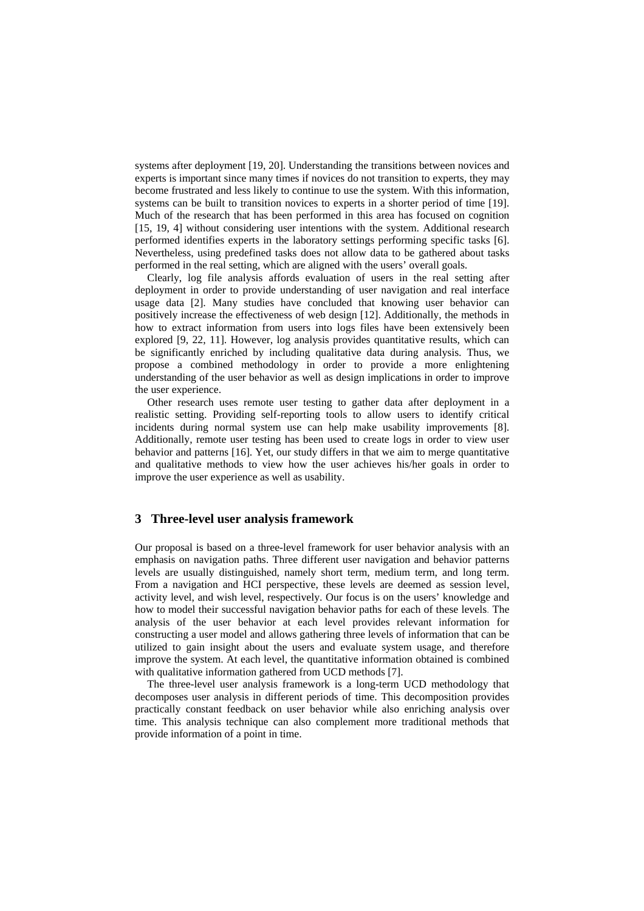systems after deployment [19, 20]. Understanding the transitions between novices and experts is important since many times if novices do not transition to experts, they may become frustrated and less likely to continue to use the system. With this information, systems can be built to transition novices to experts in a shorter period of time [19]. Much of the research that has been performed in this area has focused on cognition [15, 19, 4] without considering user intentions with the system. Additional research performed identifies experts in the laboratory settings performing specific tasks [6]. Nevertheless, using predefined tasks does not allow data to be gathered about tasks performed in the real setting, which are aligned with the users' overall goals.

Clearly, log file analysis affords evaluation of users in the real setting after deployment in order to provide understanding of user navigation and real interface usage data [2]. Many studies have concluded that knowing user behavior can positively increase the effectiveness of web design [12]. Additionally, the methods in how to extract information from users into logs files have been extensively been explored [9, 22, 11]. However, log analysis provides quantitative results, which can be significantly enriched by including qualitative data during analysis. Thus, we propose a combined methodology in order to provide a more enlightening understanding of the user behavior as well as design implications in order to improve the user experience.

Other research uses remote user testing to gather data after deployment in a realistic setting. Providing self-reporting tools to allow users to identify critical incidents during normal system use can help make usability improvements [8]. Additionally, remote user testing has been used to create logs in order to view user behavior and patterns [16]. Yet, our study differs in that we aim to merge quantitative and qualitative methods to view how the user achieves his/her goals in order to improve the user experience as well as usability.

## 3 Three-level user analysis framework

Our proposal is based on a three-level framework for user behavior analysis with an emphasis on navigation paths. Three different user navigation and behavior patterns levels are usually distinguished, namely short term, medium term, and long term. From a navigation and HCI perspective, these levels are deemed as session level, activity level, and wish level, respectively. Our focus is on the users' knowledge and how to model their successful navigation behavior paths for each of these levels. The analysis of the user behavior at each level provides relevant information for constructing a user model and allows gathering three levels of information that can be utilized to gain insight about the users and evaluate system usage, and therefore improve the system. At each level, the quantitative information obtained is combined with qualitative information gathered from UCD methods [7].

The three-level user analysis framework is a long-term UCD methodology that decomposes user analysis in different periods of time. This decomposition provides practically constant feedback on user behavior while also enriching analysis over time. This analysis technique can also complement more traditional methods that provide information of a point in time.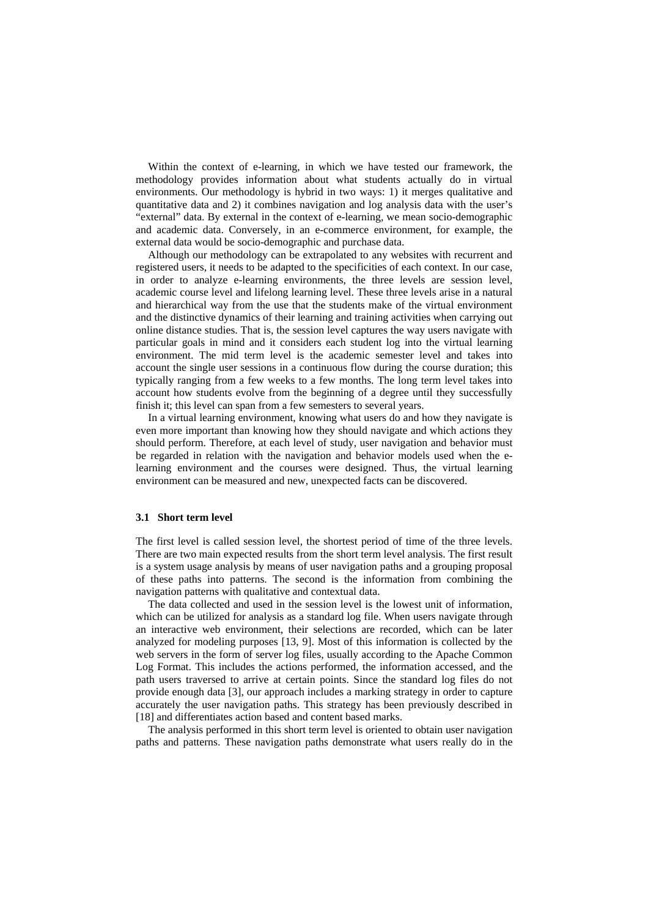Within the context of e-learning, in which we have tested our framework, the methodology provides information about what students actually do in virtual environments. Our methodology is hybrid in two ways: 1) it merges qualitative and quantitative data and 2) it combines navigation and log analysis data with the user's "external" data. By external in the context of e-learning, we mean socio-demographic and academic data. Conversely, in an e-commerce environment, for example, the external data would be socio-demographic and purchase data.

Although our methodology can be extrapolated to any websites with recurrent and registered users, it needs to be adapted to the specificities of each context. In our case, in order to analyze e-learning environments, the three levels are session level, academic course level and lifelong learning level. These three levels arise in a natural and hierarchical way from the use that the students make of the virtual environment and the distinctive dynamics of their learning and training activities when carrying out online distance studies. That is, the session level captures the way users navigate with particular goals in mind and it considers each student log into the virtual learning environment. The mid term level is the academic semester level and takes into account the single user sessions in a continuous flow during the course duration; this typically ranging from a few weeks to a few months. The long term level takes into account how students evolve from the beginning of a degree until they successfully finish it; this level can span from a few semesters to several years.

In a virtual learning environment, knowing what users do and how they navigate is even more important than knowing how they should navigate and which actions they should perform. Therefore, at each level of study, user navigation and behavior must be regarded in relation with the navigation and behavior models used when the e-learning environment and the courses were designed. Thus, the virtual learning environment can be measured and new, unexpected facts can be discovered.

### 3.1 Short term level

The first level is called session level, the shortest period of time of the three levels. There are two main expected results from the short term level analysis. The first result is a system usage analysis by means of user navigation paths and a grouping proposal of these paths into patterns. The second is the information from combining the navigation patterns with qualitative and contextual data.

The data collected and used in the session level is the lowest unit of information, which can be utilized for analysis as a standard log file. When users navigate through an interactive web environment, their selections are recorded, which can be later analyzed for modeling purposes [13, 9]. Most of this information is collected by the web servers in the form of server log files, usually according to the Apache Common Log Format. This includes the actions performed, the information accessed, and the path users traversed to arrive at certain points. Since the standard log files do not provide enough data [3], our approach includes a marking strategy in order to capture accurately the user navigation paths. This strategy has been previously described in [18] and differentiates action based and content based marks.

The analysis performed in this short term level is oriented to obtain user navigation paths and patterns. These navigation paths demonstrate what users really do in the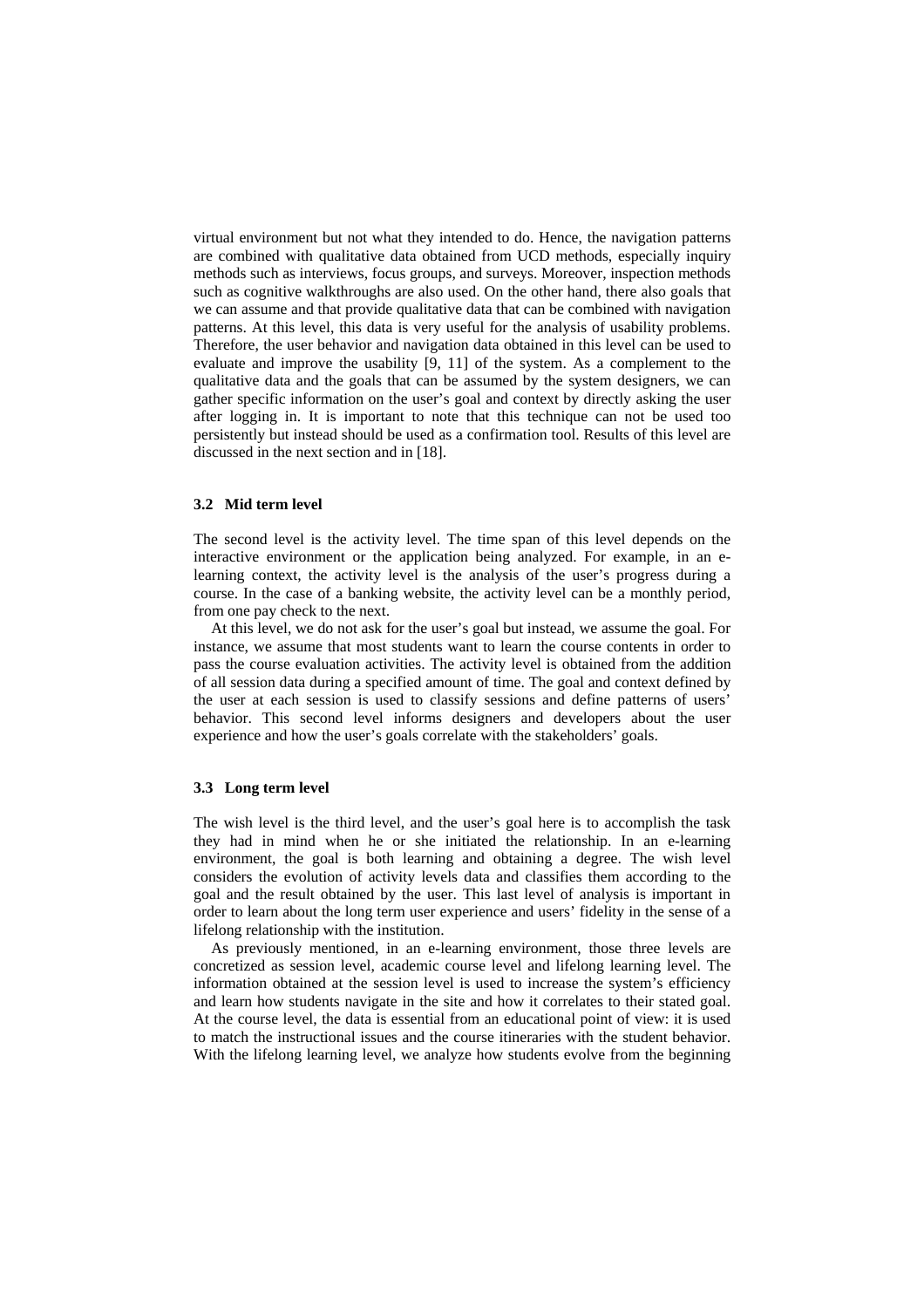virtual environment but not what they intended to do. Hence, the navigation patterns are combined with qualitative data obtained from UCD methods, especially inquiry methods such as interviews, focus groups, and surveys. Moreover, inspection methods such as cognitive walkthroughs are also used. On the other hand, there also goals that we can assume and that provide qualitative data that can be combined with navigation patterns. At this level, this data is very useful for the analysis of usability problems. Therefore, the user behavior and navigation data obtained in this level can be used to evaluate and improve the usability [9, 11] of the system. As a complement to the qualitative data and the goals that can be assumed by the system designers, we can gather specific information on the user's goal and context by directly asking the user after logging in. It is important to note that this technique can not be used too persistently but instead should be used as a confirmation tool. Results of this level are discussed in the next section and in [18].

### 3.2 Mid term level

The second level is the activity level. The time span of this level depends on the interactive environment or the application being analyzed. For example, in an e-learning context, the activity level is the analysis of the user's progress during a course. In the case of a banking website, the activity level can be a monthly period, from one pay check to the next.

At this level, we do not ask for the user's goal but instead, we assume the goal. For instance, we assume that most students want to learn the course contents in order to pass the course evaluation activities. The activity level is obtained from the addition of all session data during a specified amount of time. The goal and context defined by the user at each session is used to classify sessions and define patterns of users' behavior. This second level informs designers and developers about the user experience and how the user's goals correlate with the stakeholders' goals.

### 3.3 Long term level

The wish level is the third level, and the user's goal here is to accomplish the task they had in mind when he or she initiated the relationship. In an e-learning environment, the goal is both learning and obtaining a degree. The wish level considers the evolution of activity levels data and classifies them according to the goal and the result obtained by the user. This last level of analysis is important in order to learn about the long term user experience and users' fidelity in the sense of a lifelong relationship with the institution.

As previously mentioned, in an e-learning environment, those three levels are concretized as session level, academic course level and lifelong learning level. The information obtained at the session level is used to increase the system's efficiency and learn how students navigate in the site and how it correlates to their stated goal. At the course level, the data is essential from an educational point of view: it is used to match the instructional issues and the course itineraries with the student behavior. With the lifelong learning level, we analyze how students evolve from the beginning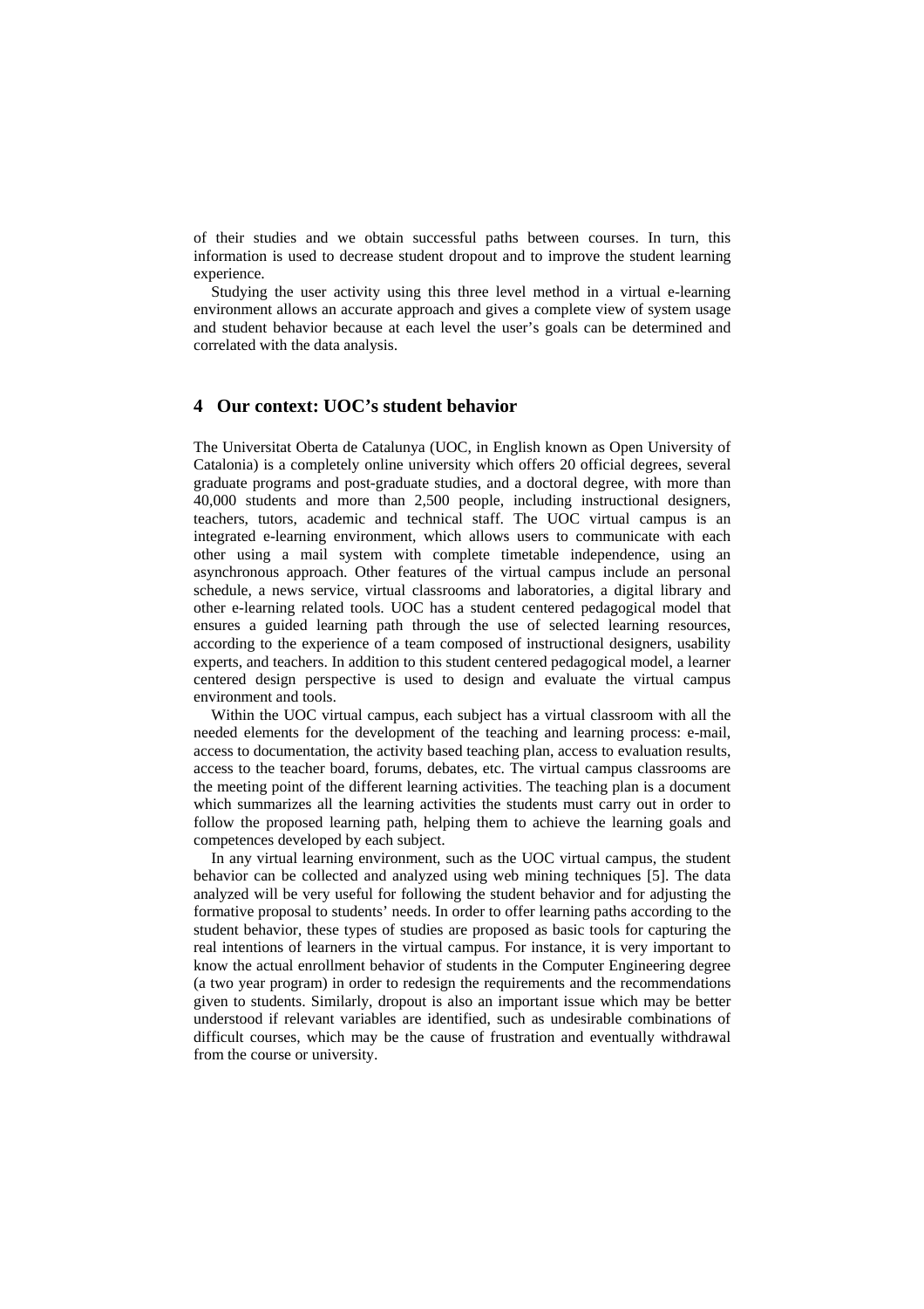of their studies and we obtain successful paths between courses. In turn, this information is used to decrease student dropout and to improve the student learning experience.

Studying the user activity using this three level method in a virtual e-learning environment allows an accurate approach and gives a complete view of system usage and student behavior because at each level the user's goals can be determined and correlated with the data analysis.

## 4 Our context: UOC's student behavior

The Universitat Oberta de Catalunya (UOC, in English known as Open University of Catalonia) is a completely online university which offers 20 official degrees, several graduate programs and post-graduate studies, and a doctoral degree, with more than 40,000 students and more than 2,500 people, including instructional designers, teachers, tutors, academic and technical staff. The UOC virtual campus is an integrated e-learning environment, which allows users to communicate with each other using a mail system with complete timetable independence, using an asynchronous approach. Other features of the virtual campus include an personal schedule, a news service, virtual classrooms and laboratories, a digital library and other e-learning related tools. UOC has a student centered pedagogical model that ensures a guided learning path through the use of selected learning resources, according to the experience of a team composed of instructional designers, usability experts, and teachers. In addition to this student centered pedagogical model, a learner centered design perspective is used to design and evaluate the virtual campus environment and tools.

Within the UOC virtual campus, each subject has a virtual classroom with all the needed elements for the development of the teaching and learning process: e-mail, access to documentation, the activity based teaching plan, access to evaluation results, access to the teacher board, forums, debates, etc. The virtual campus classrooms are the meeting point of the different learning activities. The teaching plan is a document which summarizes all the learning activities the students must carry out in order to follow the proposed learning path, helping them to achieve the learning goals and competences developed by each subject.

In any virtual learning environment, such as the UOC virtual campus, the student behavior can be collected and analyzed using web mining techniques [5]. The data analyzed will be very useful for following the student behavior and for adjusting the formative proposal to students' needs. In order to offer learning paths according to the student behavior, these types of studies are proposed as basic tools for capturing the real intentions of learners in the virtual campus. For instance, it is very important to know the actual enrollment behavior of students in the Computer Engineering degree (a two year program) in order to redesign the requirements and the recommendations given to students. Similarly, dropout is also an important issue which may be better understood if relevant variables are identified, such as undesirable combinations of difficult courses, which may be the cause of frustration and eventually withdrawal from the course or university.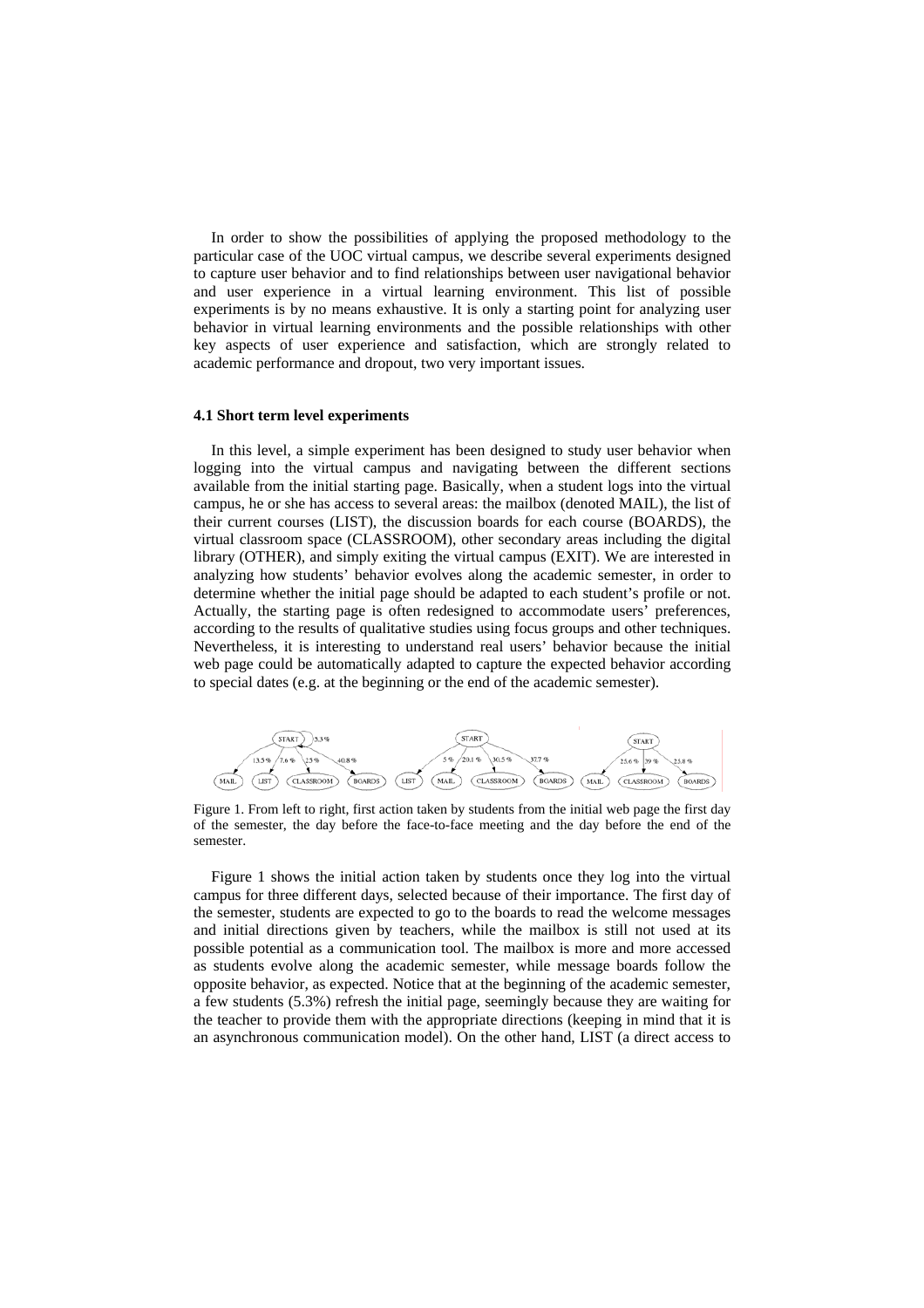In order to show the possibilities of applying the proposed methodology to the particular case of the UOC virtual campus, we describe several experiments designed to capture user behavior and to find relationships between user navigational behavior and user experience in a virtual learning environment. This list of possible experiments is by no means exhaustive. It is only a starting point for analyzing user behavior in virtual learning environments and the possible relationships with other key aspects of user experience and satisfaction, which are strongly related to academic performance and dropout, two very important issues.

### 4.1 Short term level experiments

In this level, a simple experiment has been designed to study user behavior when logging into the virtual campus and navigating between the different sections available from the initial starting page. Basically, when a student logs into the virtual campus, he or she has access to several areas: the mailbox (denoted MAIL), the list of their current courses (LIST), the discussion boards for each course (BOARDS), the virtual classroom space (CLASSROOM), other secondary areas including the digital library (OTHER), and simply exiting the virtual campus (EXIT). We are interested in analyzing how students' behavior evolves along the academic semester, in order to determine whether the initial page should be adapted to each student's profile or not. Actually, the starting page is often redesigned to accommodate users' preferences, according to the results of qualitative studies using focus groups and other techniques. Nevertheless, it is interesting to understand real users' behavior because the initial web page could be automatically adapted to capture the expected behavior according to special dates (e.g. at the beginning or the end of the academic semester).

START
5.3 %
13.5 %
7.6 %
25 %
40.8 %
MAIL
LIST
CLASSROOM
BOARDS

START
5 %
20.1 %
30.5 %
37.7 %
LIST
MAIL
CLASSROOM
BOARDS

START
25.6 %
39 %
25.8 %
MAIL
CLASSROOM
BOARDS

Figure 1. From left to right, first action taken by students from the initial web page the first day of the semester, the day before the face-to-face meeting and the day before the end of the semester.

Figure 1 shows the initial action taken by students once they log into the virtual campus for three different days, selected because of their importance. The first day of the semester, students are expected to go to the boards to read the welcome messages and initial directions given by teachers, while the mailbox is still not used at its possible potential as a communication tool. The mailbox is more and more accessed as students evolve along the academic semester, while message boards follow the opposite behavior, as expected. Notice that at the beginning of the academic semester, a few students (5.3%) refresh the initial page, seemingly because they are waiting for the teacher to provide them with the appropriate directions (keeping in mind that it is an asynchronous communication model). On the other hand, LIST (a direct access to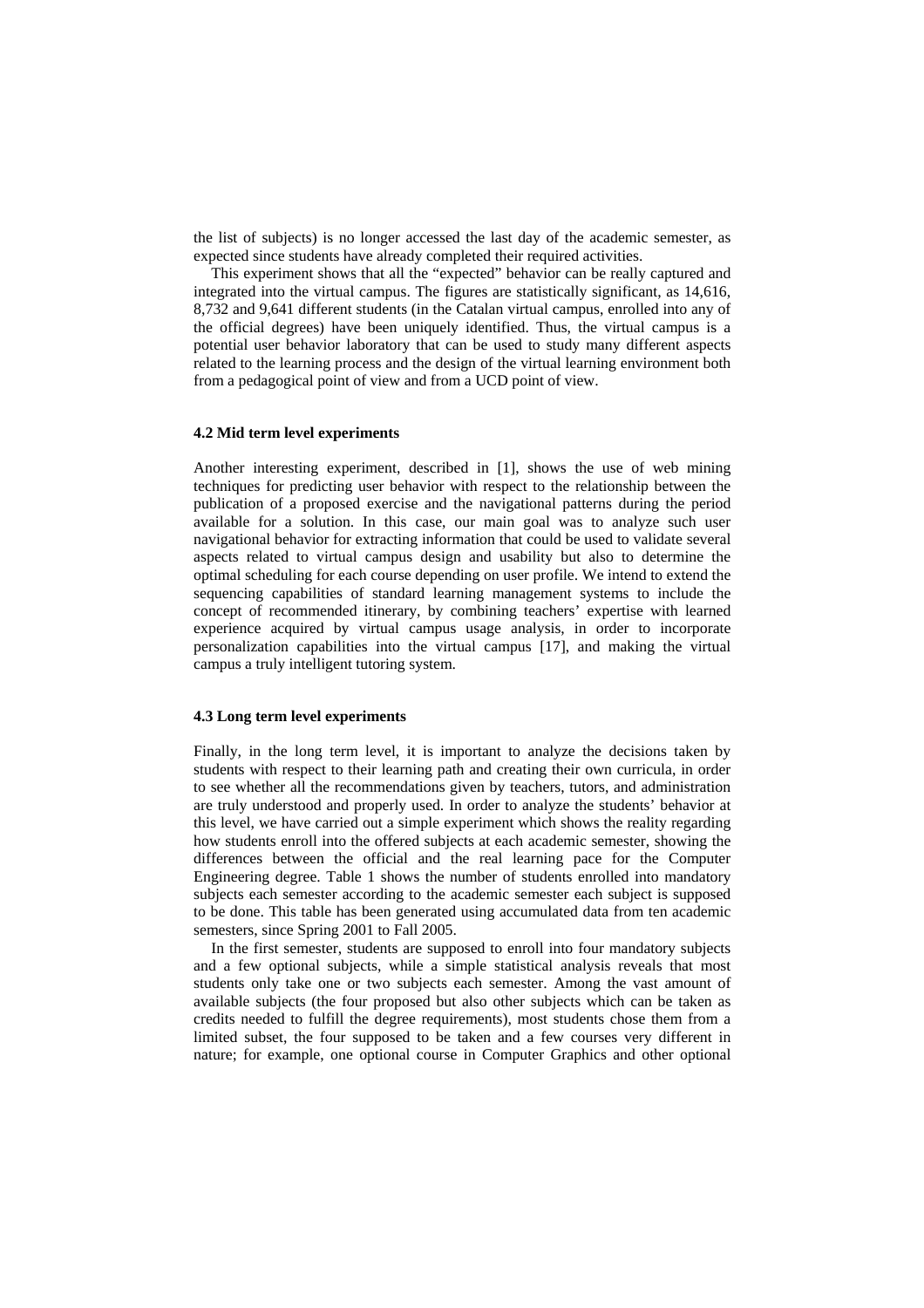the list of subjects) is no longer accessed the last day of the academic semester, as expected since students have already completed their required activities.

This experiment shows that all the "expected" behavior can be really captured and integrated into the virtual campus. The figures are statistically significant, as 14,616, 8,732 and 9,641 different students (in the Catalan virtual campus, enrolled into any of the official degrees) have been uniquely identified. Thus, the virtual campus is a potential user behavior laboratory that can be used to study many different aspects related to the learning process and the design of the virtual learning environment both from a pedagogical point of view and from a UCD point of view.

### 4.2 Mid term level experiments

Another interesting experiment, described in [1], shows the use of web mining techniques for predicting user behavior with respect to the relationship between the publication of a proposed exercise and the navigational patterns during the period available for a solution. In this case, our main goal was to analyze such user navigational behavior for extracting information that could be used to validate several aspects related to virtual campus design and usability but also to determine the optimal scheduling for each course depending on user profile. We intend to extend the sequencing capabilities of standard learning management systems to include the concept of recommended itinerary, by combining teachers' expertise with learned experience acquired by virtual campus usage analysis, in order to incorporate personalization capabilities into the virtual campus [17], and making the virtual campus a truly intelligent tutoring system.

### 4.3 Long term level experiments

Finally, in the long term level, it is important to analyze the decisions taken by students with respect to their learning path and creating their own curricula, in order to see whether all the recommendations given by teachers, tutors, and administration are truly understood and properly used. In order to analyze the students' behavior at this level, we have carried out a simple experiment which shows the reality regarding how students enroll into the offered subjects at each academic semester, showing the differences between the official and the real learning pace for the Computer Engineering degree. Table 1 shows the number of students enrolled into mandatory subjects each semester according to the academic semester each subject is supposed to be done. This table has been generated using accumulated data from ten academic semesters, since Spring 2001 to Fall 2005.

In the first semester, students are supposed to enroll into four mandatory subjects and a few optional subjects, while a simple statistical analysis reveals that most students only take one or two subjects each semester. Among the vast amount of available subjects (the four proposed but also other subjects which can be taken as credits needed to fulfill the degree requirements), most students chose them from a limited subset, the four supposed to be taken and a few courses very different in nature; for example, one optional course in Computer Graphics and other optional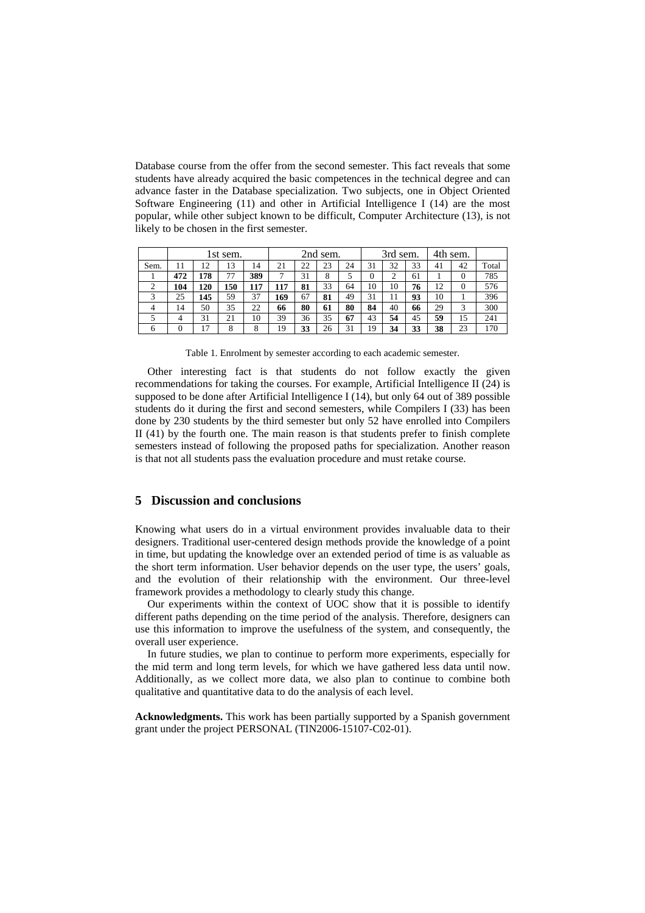Database course from the offer from the second semester. This fact reveals that some students have already acquired the basic competences in the technical degree and can advance faster in the Database specialization. Two subjects, one in Object Oriented Software Engineering (11) and other in Artificial Intelligence I (14) are the most popular, while other subject known to be difficult, Computer Architecture (13), is not likely to be chosen in the first semester.

| | 1st sem. | | | | 2nd sem. | | | | 3rd sem. | | | 4th sem. | | |
|---|---|---|---|---|---|---|---|---|---|---|---|---|---|---|
| Sem. | 11 | 12 | 13 | 14 | 21 | 22 | 23 | 24 | 31 | 32 | 33 | 41 | 42 | Total |
| 1 | **472** | **178** | 77 | **389** | 7 | 31 | 8 | 5 | 0 | 2 | 61 | 1 | 0 | 785 |
| 2 | **104** | **120** | **150** | **117** | **117** | **81** | 33 | 64 | 10 | 10 | **76** | 12 | 0 | 576 |
| 3 | 25 | **145** | 59 | 37 | **169** | 67 | **81** | 49 | 31 | 11 | **93** | 10 | 1 | 396 |
| 4 | 14 | 50 | 35 | 22 | **66** | **80** | **61** | **80** | **84** | 40 | **66** | 29 | 3 | 300 |
| 5 | 4 | 31 | 21 | 10 | 39 | 36 | 35 | **67** | 43 | **54** | 45 | **59** | 15 | 241 |
| 6 | 0 | 17 | 8 | 8 | 19 | **33** | 26 | 31 | 19 | **34** | **33** | **38** | 23 | 170 |

Table 1. Enrolment by semester according to each academic semester.

Other interesting fact is that students do not follow exactly the given recommendations for taking the courses. For example, Artificial Intelligence II (24) is supposed to be done after Artificial Intelligence I (14), but only 64 out of 389 possible students do it during the first and second semesters, while Compilers I (33) has been done by 230 students by the third semester but only 52 have enrolled into Compilers II (41) by the fourth one. The main reason is that students prefer to finish complete semesters instead of following the proposed paths for specialization. Another reason is that not all students pass the evaluation procedure and must retake course.

## 5 Discussion and conclusions

Knowing what users do in a virtual environment provides invaluable data to their designers. Traditional user-centered design methods provide the knowledge of a point in time, but updating the knowledge over an extended period of time is as valuable as the short term information. User behavior depends on the user type, the users' goals, and the evolution of their relationship with the environment. Our three-level framework provides a methodology to clearly study this change.

Our experiments within the context of UOC show that it is possible to identify different paths depending on the time period of the analysis. Therefore, designers can use this information to improve the usefulness of the system, and consequently, the overall user experience.

In future studies, we plan to continue to perform more experiments, especially for the mid term and long term levels, for which we have gathered less data until now. Additionally, as we collect more data, we also plan to continue to combine both qualitative and quantitative data to do the analysis of each level.

**Acknowledgments.** This work has been partially supported by a Spanish government grant under the project PERSONAL (TIN2006-15107-C02-01).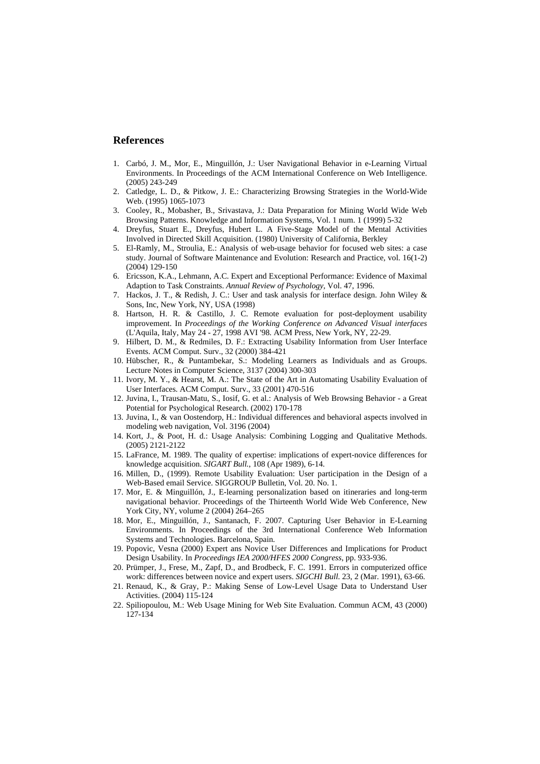## References

1. Carbó, J. M., Mor, E., Minguillón, J.: User Navigational Behavior in e-Learning Virtual Environments. In Proceedings of the ACM International Conference on Web Intelligence. (2005) 243-249
2. Catledge, L. D., & Pitkow, J. E.: Characterizing Browsing Strategies in the World-Wide Web. (1995) 1065-1073
3. Cooley, R., Mobasher, B., Srivastava, J.: Data Preparation for Mining World Wide Web Browsing Patterns. Knowledge and Information Systems, Vol. 1 num. 1 (1999) 5-32
4. Dreyfus, Stuart E., Dreyfus, Hubert L. A Five-Stage Model of the Mental Activities Involved in Directed Skill Acquisition. (1980) University of California, Berkley
5. El-Ramly, M., Stroulia, E.: Analysis of web-usage behavior for focused web sites: a case study. Journal of Software Maintenance and Evolution: Research and Practice, vol. 16(1-2) (2004) 129-150
6. Ericsson, K.A., Lehmann, A.C. Expert and Exceptional Performance: Evidence of Maximal Adaption to Task Constraints. *Annual Review of Psychology*, Vol. 47, 1996.
7. Hackos, J. T., & Redish, J. C.: User and task analysis for interface design. John Wiley & Sons, Inc, New York, NY, USA (1998)
8. Hartson, H. R. & Castillo, J. C. Remote evaluation for post-deployment usability improvement. In *Proceedings of the Working Conference on Advanced Visual interfaces* (L'Aquila, Italy, May 24 - 27, 1998 AVI '98. ACM Press, New York, NY, 22-29.
9. Hilbert, D. M., & Redmiles, D. F.: Extracting Usability Information from User Interface Events. ACM Comput. Surv., 32 (2000) 384-421
10. Hübscher, R., & Puntambekar, S.: Modeling Learners as Individuals and as Groups. Lecture Notes in Computer Science, 3137 (2004) 300-303
11. Ivory, M. Y., & Hearst, M. A.: The State of the Art in Automating Usability Evaluation of User Interfaces. ACM Comput. Surv., 33 (2001) 470-516
12. Juvina, I., Trausan-Matu, S., Iosif, G. et al.: Analysis of Web Browsing Behavior - a Great Potential for Psychological Research. (2002) 170-178
13. Juvina, I., & van Oostendorp, H.: Individual differences and behavioral aspects involved in modeling web navigation, Vol. 3196 (2004)
14. Kort, J., & Poot, H. d.: Usage Analysis: Combining Logging and Qualitative Methods. (2005) 2121-2122
15. LaFrance, M. 1989. The quality of expertise: implications of expert-novice differences for knowledge acquisition. *SIGART Bull.*, 108 (Apr 1989), 6-14.
16. Millen, D., (1999). Remote Usability Evaluation: User participation in the Design of a Web-Based email Service. SIGGROUP Bulletin, Vol. 20. No. 1.
17. Mor, E. & Minguillón, J., E-learning personalization based on itineraries and long-term navigational behavior. Proceedings of the Thirteenth World Wide Web Conference, New York City, NY, volume 2 (2004) 264–265
18. Mor, E., Minguillón, J., Santanach, F. 2007. Capturing User Behavior in E-Learning Environments. In Proceedings of the 3rd International Conference Web Information Systems and Technologies. Barcelona, Spain.
19. Popovic, Vesna (2000) Expert ans Novice User Differences and Implications for Product Design Usability. In *Proceedings IEA 2000/HFES 2000 Congress*, pp. 933-936.
20. Prümper, J., Frese, M., Zapf, D., and Brodbeck, F. C. 1991. Errors in computerized office work: differences between novice and expert users. *SIGCHI Bull.* 23, 2 (Mar. 1991), 63-66.
21. Renaud, K., & Gray, P.: Making Sense of Low-Level Usage Data to Understand User Activities. (2004) 115-124
22. Spiliopoulou, M.: Web Usage Mining for Web Site Evaluation. Commun ACM, 43 (2000) 127-134